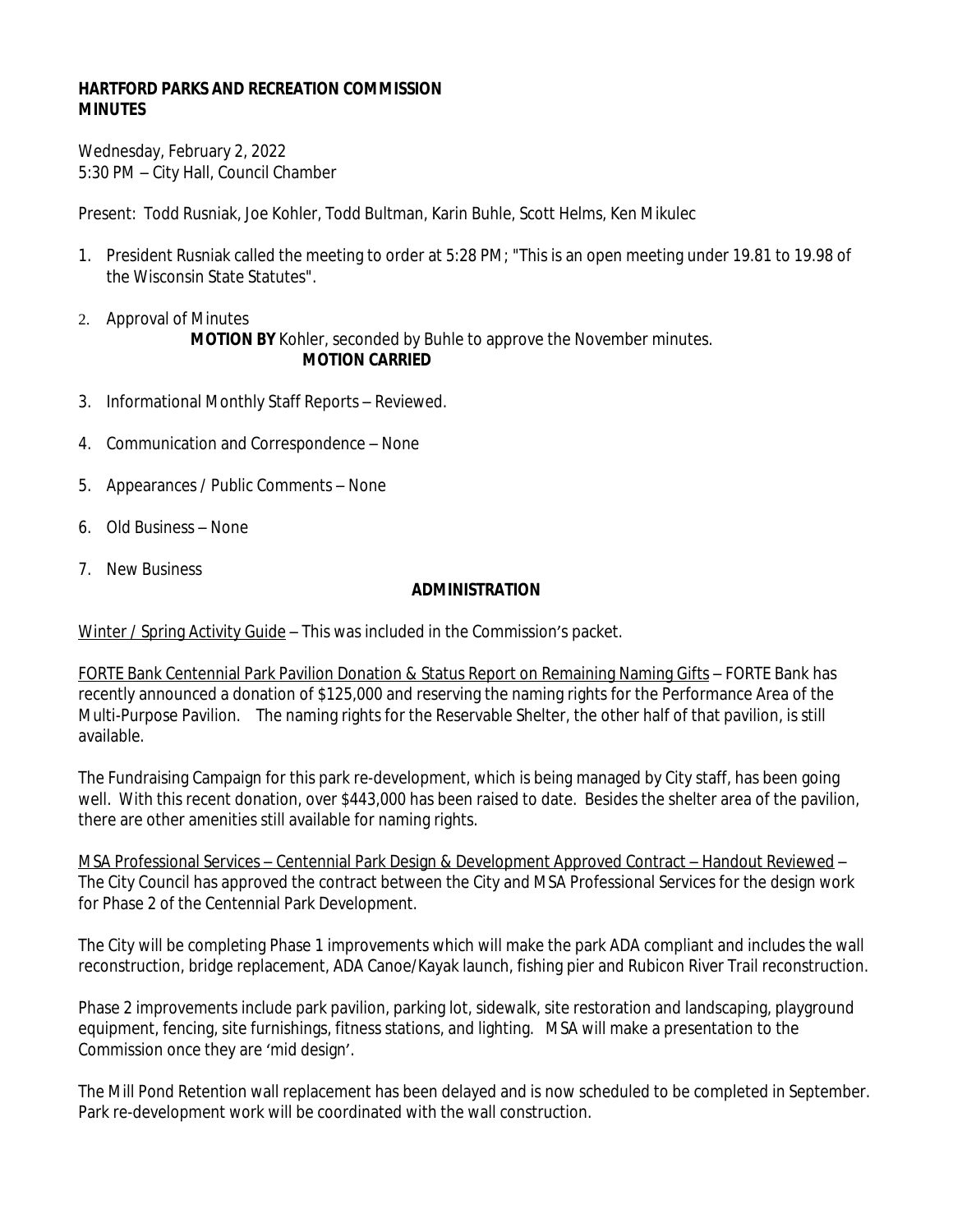**HARTFORD PARKS AND RECREATION COMMISSION**
**MINUTES**

Wednesday, February 2, 2022
5:30 PM – City Hall, Council Chamber

Present: Todd Rusniak, Joe Kohler, Todd Bultman, Karin Buhle, Scott Helms, Ken Mikulec

1. President Rusniak called the meeting to order at 5:28 PM; "This is an open meeting under 19.81 to 19.98 of the Wisconsin State Statutes".

2. Approval of Minutes

   **MOTION BY** Kohler, seconded by Buhle to approve the November minutes.
   **MOTION CARRIED**

3. Informational Monthly Staff Reports – Reviewed.

4. Communication and Correspondence – None

5. Appearances / Public Comments – None

6. Old Business – None

7. New Business

**ADMINISTRATION**

Winter / Spring Activity Guide – This was included in the Commission's packet.

FORTE Bank Centennial Park Pavilion Donation & Status Report on Remaining Naming Gifts – FORTE Bank has recently announced a donation of $125,000 and reserving the naming rights for the Performance Area of the Multi-Purpose Pavilion. The naming rights for the Reservable Shelter, the other half of that pavilion, is still available.

The Fundraising Campaign for this park re-development, which is being managed by City staff, has been going well. With this recent donation, over $443,000 has been raised to date. Besides the shelter area of the pavilion, there are other amenities still available for naming rights.

MSA Professional Services – Centennial Park Design & Development Approved Contract – Handout Reviewed – The City Council has approved the contract between the City and MSA Professional Services for the design work for Phase 2 of the Centennial Park Development.

The City will be completing Phase 1 improvements which will make the park ADA compliant and includes the wall reconstruction, bridge replacement, ADA Canoe/Kayak launch, fishing pier and Rubicon River Trail reconstruction.

Phase 2 improvements include park pavilion, parking lot, sidewalk, site restoration and landscaping, playground equipment, fencing, site furnishings, fitness stations, and lighting. MSA will make a presentation to the Commission once they are 'mid design'.

The Mill Pond Retention wall replacement has been delayed and is now scheduled to be completed in September. Park re-development work will be coordinated with the wall construction.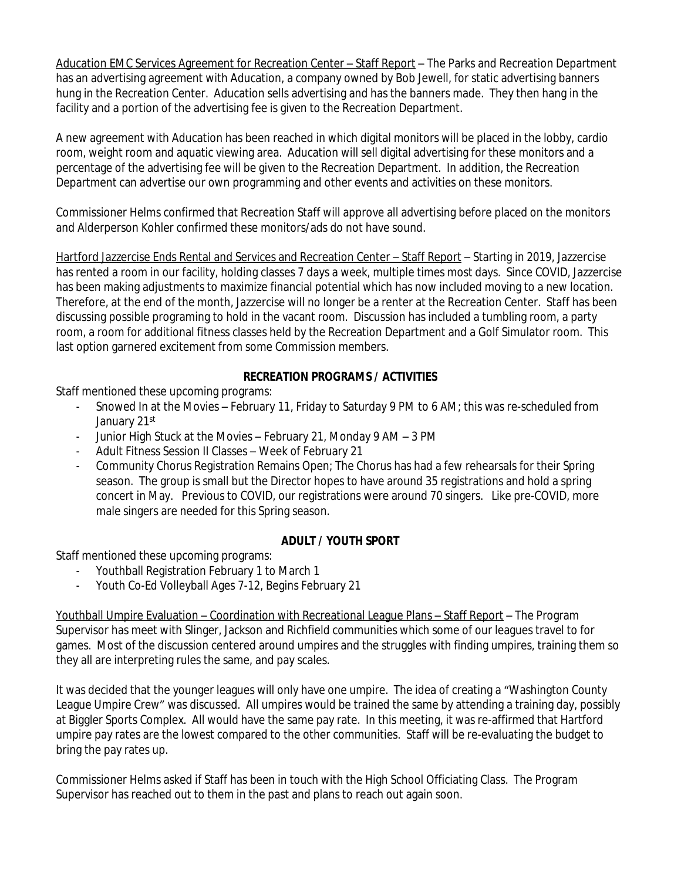Aducation EMC Services Agreement for Recreation Center – Staff Report – The Parks and Recreation Department has an advertising agreement with Aducation, a company owned by Bob Jewell, for static advertising banners hung in the Recreation Center. Aducation sells advertising and has the banners made. They then hang in the facility and a portion of the advertising fee is given to the Recreation Department.

A new agreement with Aducation has been reached in which digital monitors will be placed in the lobby, cardio room, weight room and aquatic viewing area. Aducation will sell digital advertising for these monitors and a percentage of the advertising fee will be given to the Recreation Department. In addition, the Recreation Department can advertise our own programming and other events and activities on these monitors.

Commissioner Helms confirmed that Recreation Staff will approve all advertising before placed on the monitors and Alderperson Kohler confirmed these monitors/ads do not have sound.

Hartford Jazzercise Ends Rental and Services and Recreation Center – Staff Report – Starting in 2019, Jazzercise has rented a room in our facility, holding classes 7 days a week, multiple times most days. Since COVID, Jazzercise has been making adjustments to maximize financial potential which has now included moving to a new location. Therefore, at the end of the month, Jazzercise will no longer be a renter at the Recreation Center. Staff has been discussing possible programing to hold in the vacant room. Discussion has included a tumbling room, a party room, a room for additional fitness classes held by the Recreation Department and a Golf Simulator room. This last option garnered excitement from some Commission members.

**RECREATION PROGRAMS / ACTIVITIES**

Staff mentioned these upcoming programs:

- Snowed In at the Movies – February 11, Friday to Saturday 9 PM to 6 AM; this was re-scheduled from January 21st
- Junior High Stuck at the Movies – February 21, Monday 9 AM – 3 PM
- Adult Fitness Session II Classes – Week of February 21
- Community Chorus Registration Remains Open; The Chorus has had a few rehearsals for their Spring season. The group is small but the Director hopes to have around 35 registrations and hold a spring concert in May. Previous to COVID, our registrations were around 70 singers. Like pre-COVID, more male singers are needed for this Spring season.

**ADULT / YOUTH SPORT**

Staff mentioned these upcoming programs:

- Youthball Registration February 1 to March 1
- Youth Co-Ed Volleyball Ages 7-12, Begins February 21

Youthball Umpire Evaluation – Coordination with Recreational League Plans – Staff Report – The Program Supervisor has meet with Slinger, Jackson and Richfield communities which some of our leagues travel to for games. Most of the discussion centered around umpires and the struggles with finding umpires, training them so they all are interpreting rules the same, and pay scales.

It was decided that the younger leagues will only have one umpire. The idea of creating a "Washington County League Umpire Crew" was discussed. All umpires would be trained the same by attending a training day, possibly at Biggler Sports Complex. All would have the same pay rate. In this meeting, it was re-affirmed that Hartford umpire pay rates are the lowest compared to the other communities. Staff will be re-evaluating the budget to bring the pay rates up.

Commissioner Helms asked if Staff has been in touch with the High School Officiating Class. The Program Supervisor has reached out to them in the past and plans to reach out again soon.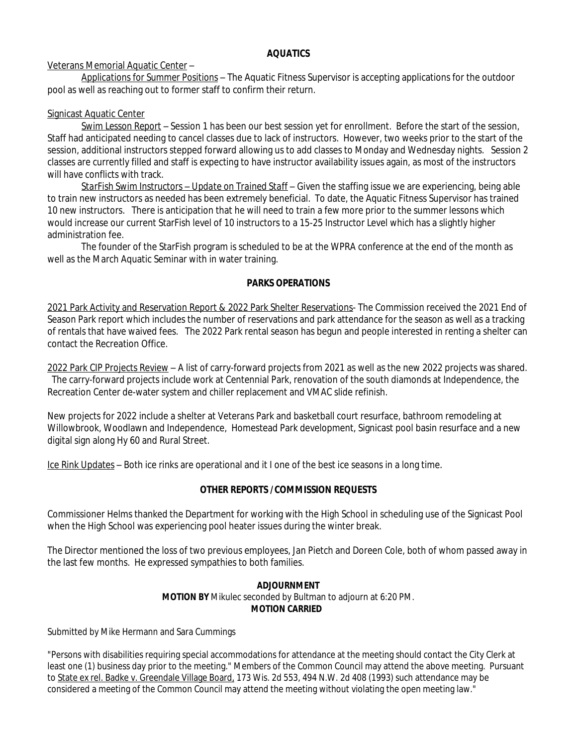## AQUATICS

Veterans Memorial Aquatic Center –

Applications for Summer Positions – The Aquatic Fitness Supervisor is accepting applications for the outdoor pool as well as reaching out to former staff to confirm their return.

Signicast Aquatic Center

Swim Lesson Report – Session 1 has been our best session yet for enrollment. Before the start of the session, Staff had anticipated needing to cancel classes due to lack of instructors. However, two weeks prior to the start of the session, additional instructors stepped forward allowing us to add classes to Monday and Wednesday nights. Session 2 classes are currently filled and staff is expecting to have instructor availability issues again, as most of the instructors will have conflicts with track.

StarFish Swim Instructors – Update on Trained Staff – Given the staffing issue we are experiencing, being able to train new instructors as needed has been extremely beneficial. To date, the Aquatic Fitness Supervisor has trained 10 new instructors. There is anticipation that he will need to train a few more prior to the summer lessons which would increase our current StarFish level of 10 instructors to a 15-25 Instructor Level which has a slightly higher administration fee.

The founder of the StarFish program is scheduled to be at the WPRA conference at the end of the month as well as the March Aquatic Seminar with in water training.

## PARKS OPERATIONS

2021 Park Activity and Reservation Report & 2022 Park Shelter Reservations- The Commission received the 2021 End of Season Park report which includes the number of reservations and park attendance for the season as well as a tracking of rentals that have waived fees. The 2022 Park rental season has begun and people interested in renting a shelter can contact the Recreation Office.

2022 Park CIP Projects Review – A list of carry-forward projects from 2021 as well as the new 2022 projects was shared. The carry-forward projects include work at Centennial Park, renovation of the south diamonds at Independence, the Recreation Center de-water system and chiller replacement and VMAC slide refinish.

New projects for 2022 include a shelter at Veterans Park and basketball court resurface, bathroom remodeling at Willowbrook, Woodlawn and Independence, Homestead Park development, Signicast pool basin resurface and a new digital sign along Hy 60 and Rural Street.

Ice Rink Updates – Both ice rinks are operational and it I one of the best ice seasons in a long time.

## OTHER REPORTS / COMMISSION REQUESTS

Commissioner Helms thanked the Department for working with the High School in scheduling use of the Signicast Pool when the High School was experiencing pool heater issues during the winter break.

The Director mentioned the loss of two previous employees, Jan Pietch and Doreen Cole, both of whom passed away in the last few months. He expressed sympathies to both families.

## ADJOURNMENT

**MOTION BY** Mikulec seconded by Bultman to adjourn at 6:20 PM.

**MOTION CARRIED**

Submitted by Mike Hermann and Sara Cummings

"Persons with disabilities requiring special accommodations for attendance at the meeting should contact the City Clerk at least one (1) business day prior to the meeting." Members of the Common Council may attend the above meeting. Pursuant to State ex rel. Badke v. Greendale Village Board, 173 Wis. 2d 553, 494 N.W. 2d 408 (1993) such attendance may be considered a meeting of the Common Council may attend the meeting without violating the open meeting law."